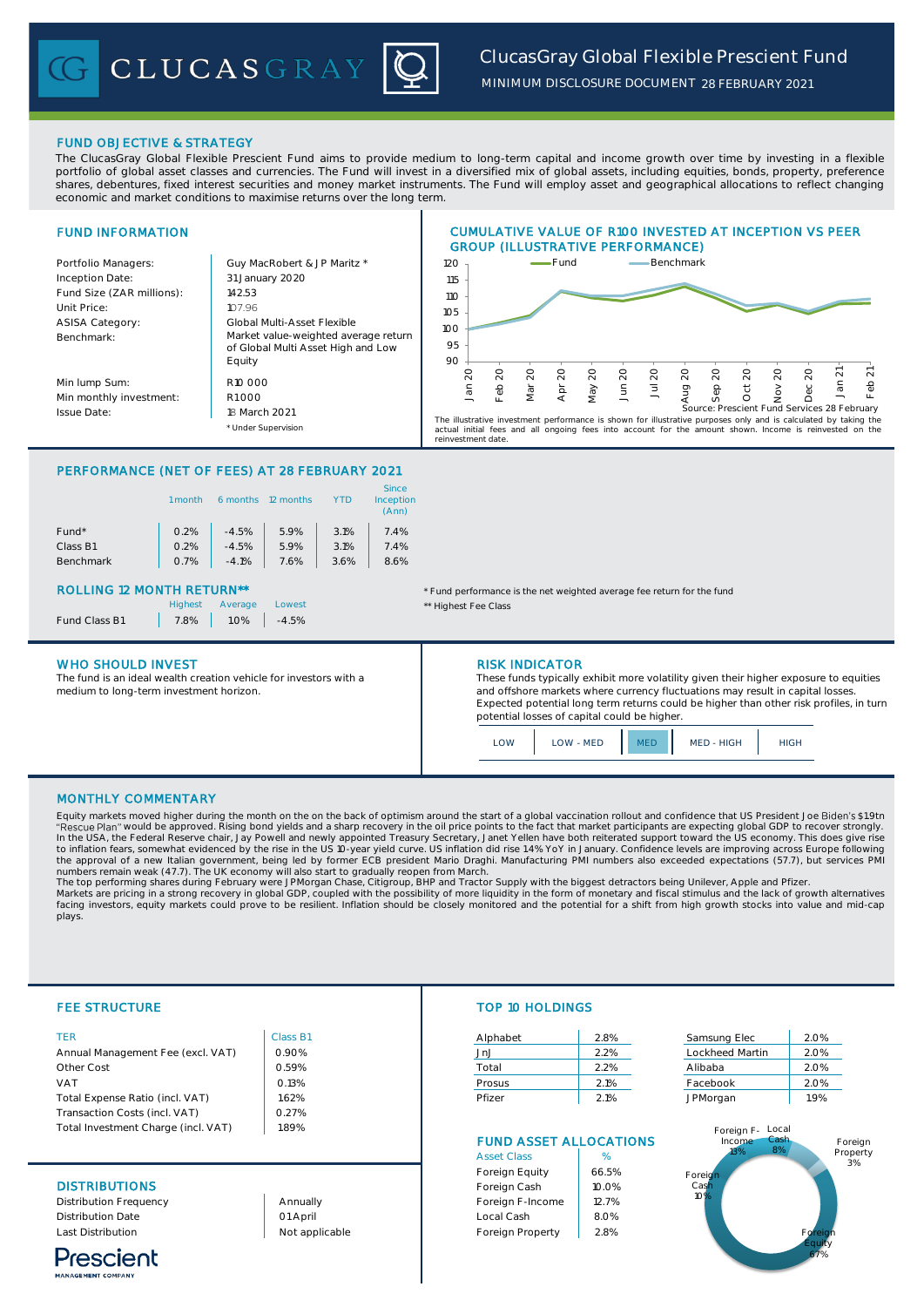# ClucasGray Global Flexible Prescient Fund

MINIMUM DISCLOSURE DOCUMENT 28 FEBRUARY 2021

## FUND OBJECTIVE & STRATEGY

The ClucasGray Global Flexible Prescient Fund aims to provide medium to long-term capital and income growth over time by investing in a flexible portfolio of global asset classes and currencies. The Fund will invest in a diversified mix of global assets, including equities, bonds, property, preference shares, debentures, fixed interest securities and money market instruments. The Fund will employ asset and geographical allocations to reflect changing economic and market conditions to maximise returns over the long term.

## FUND INFORMATION

| | |
|---|---|
| Portfolio Managers: | Guy MacRobert & J P Maritz * |
| Inception Date: | 31 January 2020 |
| Fund Size (ZAR millions): | 142.53 |
| Unit Price: | 107.96 |
| ASISA Category: | Global Multi-Asset Flexible |
| Benchmark: | Market value-weighted average return of Global Multi Asset High and Low Equity |
| Min lump Sum: | R10 000 |
| Min monthly investment: | R1 000 |
| Issue Date: | 18 March 2021 |

\* Under Supervision

## CUMULATIVE VALUE OF R100 INVESTED AT INCEPTION VS PEER GROUP (ILLUSTRATIVE PERFORMANCE)

Source: Prescient Fund Services 28 February

The illustrative investment performance is shown for illustrative purposes only and is calculated by taking the actual initial fees and all ongoing fees into account for the amount shown. Income is reinvested on the reinvestment date.

## PERFORMANCE (NET OF FEES) AT 28 FEBRUARY 2021

| | 1 month | 6 months | 12 months | YTD | Since Inception (Ann) |
|---|---|---|---|---|---|
| Fund* | 0.2% | -4.5% | 5.9% | 3.1% | 7.4% |
| Class B1 | 0.2% | -4.5% | 5.9% | 3.1% | 7.4% |
| Benchmark | 0.7% | -4.1% | 7.6% | 3.6% | 8.6% |

## ROLLING 12 MONTH RETURN**

| | Highest | Average | Lowest |
|---|---|---|---|
| Fund Class B1 | 7.8% | 1.0% | -4.5% |

\* Fund performance is the net weighted average fee return for the fund

\*\* Highest Fee Class

## WHO SHOULD INVEST

The fund is an ideal wealth creation vehicle for investors with a medium to long-term investment horizon.

## RISK INDICATOR

These funds typically exhibit more volatility given their higher exposure to equities and offshore markets where currency fluctuations may result in capital losses. Expected potential long term returns could be higher than other risk profiles, in turn potential losses of capital could be higher.

LOW | LOW - MED | **MED** | MED - HIGH | HIGH

## MONTHLY COMMENTARY

Equity markets moved higher during the month on the on the back of optimism around the start of a global vaccination rollout and confidence that US President Joe Biden's $19tn "Rescue Plan" would be approved. Rising bond yields and a sharp recovery in the oil price points to the fact that market participants are expecting global GDP to recover strongly. In the USA, the Federal Reserve chair, Jay Powell and newly appointed Treasury Secretary, Janet Yellen have both reiterated support toward the US economy. This does give rise to inflation fears, somewhat evidenced by the rise in the US 10-year yield curve. US inflation did rise 1.4% YoY in January. Confidence levels are improving across Europe following the approval of a new Italian government, being led by former ECB president Mario Draghi. Manufacturing PMI numbers also exceeded expectations (57.7), but services PMI numbers remain weak (47.7). The UK economy will also start to gradually reopen from March.

The top performing shares during February were JPMorgan Chase, Citigroup, BHP and Tractor Supply with the biggest detractors being Unilever, Apple and Pfizer.

Markets are pricing in a strong recovery in global GDP, coupled with the possibility of more liquidity in the form of monetary and fiscal stimulus and the lack of growth alternatives facing investors, equity markets could prove to be resilient. Inflation should be closely monitored and the potential for a shift from high growth stocks into value and mid-cap plays.

## FEE STRUCTURE

| TER | Class B1 |
|---|---|
| Annual Management Fee (excl. VAT) | 0.90% |
| Other Cost | 0.59% |
| VAT | 0.13% |
| Total Expense Ratio (incl. VAT) | 1.62% |
| Transaction Costs (incl. VAT) | 0.27% |
| Total Investment Charge (incl. VAT) | 1.89% |

## DISTRIBUTIONS

| | |
|---|---|
| Distribution Frequency | Annually |
| Distribution Date | 01 April |
| Last Distribution | Not applicable |

## TOP 10 HOLDINGS

| | | | |
|---|---|---|---|
| Alphabet | 2.8% | Samsung Elec | 2.0% |
| JnJ | 2.2% | Lockheed Martin | 2.0% |
| Total | 2.2% | Alibaba | 2.0% |
| Prosus | 2.1% | Facebook | 2.0% |
| Pfizer | 2.1% | JPMorgan | 1.9% |

## FUND ASSET ALLOCATIONS

| Asset Class | % |
|---|---|
| Foreign Equity | 66.5% |
| Foreign Cash | 10.0% |
| Foreign F-Income | 12.7% |
| Local Cash | 8.0% |
| Foreign Property | 2.8% |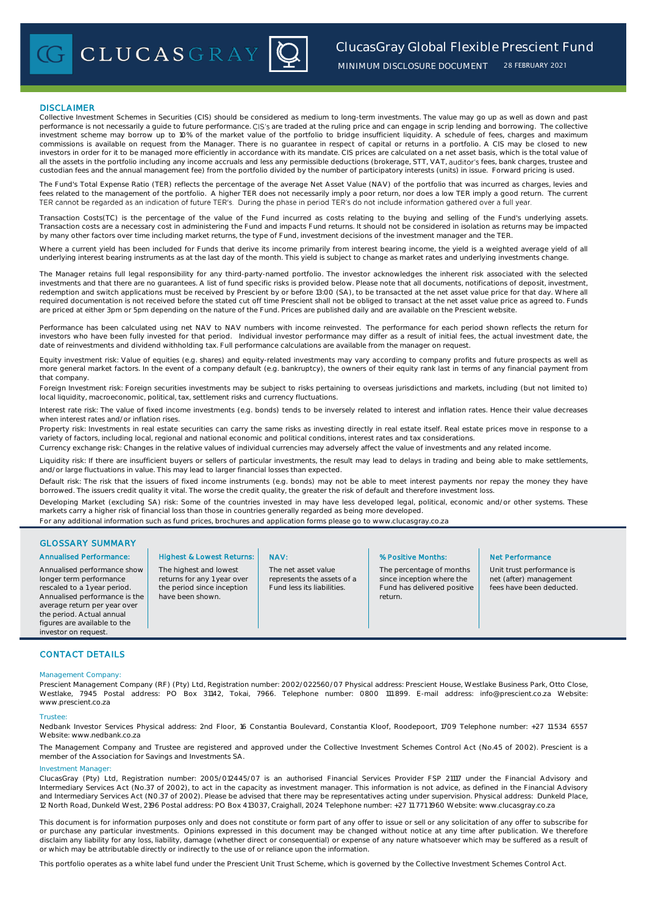# ClucasGray Global Flexible Prescient Fund

MINIMUM DISCLOSURE DOCUMENT 28 FEBRUARY 2021

## DISCLAIMER

Collective Investment Schemes in Securities (CIS) should be considered as medium to long-term investments. The value may go up as well as down and past performance is not necessarily a guide to future performance. CIS's are traded at the ruling price and can engage in scrip lending and borrowing. The collective investment scheme may borrow up to 10% of the market value of the portfolio to bridge insufficient liquidity. A schedule of fees, charges and maximum commissions is available on request from the Manager. There is no guarantee in respect of capital or returns in a portfolio. A CIS may be closed to new investors in order for it to be managed more efficiently in accordance with its mandate. CIS prices are calculated on a net asset basis, which is the total value of all the assets in the portfolio including any income accruals and less any permissible deductions (brokerage, STT, VAT, auditor's fees, bank charges, trustee and custodian fees and the annual management fee) from the portfolio divided by the number of participatory interests (units) in issue. Forward pricing is used.

The Fund's Total Expense Ratio (TER) reflects the percentage of the average Net Asset Value (NAV) of the portfolio that was incurred as charges, levies and fees related to the management of the portfolio. A higher TER does not necessarily imply a poor return, nor does a low TER imply a good return. The current TER cannot be regarded as an indication of future TER's. During the phase in period TER's do not include information gathered over a full year.

Transaction Costs(TC) is the percentage of the value of the Fund incurred as costs relating to the buying and selling of the Fund's underlying assets. Transaction costs are a necessary cost in administering the Fund and impacts Fund returns. It should not be considered in isolation as returns may be impacted by many other factors over time including market returns, the type of Fund, investment decisions of the investment manager and the TER.

Where a current yield has been included for Funds that derive its income primarily from interest bearing income, the yield is a weighted average yield of all underlying interest bearing instruments as at the last day of the month. This yield is subject to change as market rates and underlying investments change.

The Manager retains full legal responsibility for any third-party-named portfolio. The investor acknowledges the inherent risk associated with the selected investments and that there are no guarantees. A list of fund specific risks is provided below. Please note that all documents, notifications of deposit, investment, redemption and switch applications must be received by Prescient by or before 13:00 (SA), to be transacted at the net asset value price for that day. Where all required documentation is not received before the stated cut off time Prescient shall not be obliged to transact at the net asset value price as agreed to. Funds are priced at either 3pm or 5pm depending on the nature of the Fund. Prices are published daily and are available on the Prescient website.

Performance has been calculated using net NAV to NAV numbers with income reinvested. The performance for each period shown reflects the return for investors who have been fully invested for that period. Individual investor performance may differ as a result of initial fees, the actual investment date, the date of reinvestments and dividend withholding tax. Full performance calculations are available from the manager on request.

Equity investment risk: Value of equities (e.g. shares) and equity-related investments may vary according to company profits and future prospects as well as more general market factors. In the event of a company default (e.g. bankruptcy), the owners of their equity rank last in terms of any financial payment from that company.

Foreign Investment risk: Foreign securities investments may be subject to risks pertaining to overseas jurisdictions and markets, including (but not limited to) local liquidity, macroeconomic, political, tax, settlement risks and currency fluctuations.

Interest rate risk: The value of fixed income investments (e.g. bonds) tends to be inversely related to interest and inflation rates. Hence their value decreases when interest rates and/or inflation rises.

Property risk: Investments in real estate securities can carry the same risks as investing directly in real estate itself. Real estate prices move in response to a variety of factors, including local, regional and national economic and political conditions, interest rates and tax considerations.

Currency exchange risk: Changes in the relative values of individual currencies may adversely affect the value of investments and any related income.

Liquidity risk: If there are insufficient buyers or sellers of particular investments, the result may lead to delays in trading and being able to make settlements, and/or large fluctuations in value. This may lead to larger financial losses than expected.

Default risk: The risk that the issuers of fixed income instruments (e.g. bonds) may not be able to meet interest payments nor repay the money they have borrowed. The issuers credit quality it vital. The worse the credit quality, the greater the risk of default and therefore investment loss.

Developing Market (excluding SA) risk: Some of the countries invested in may have less developed legal, political, economic and/or other systems. These markets carry a higher risk of financial loss than those in countries generally regarded as being more developed.

For any additional information such as fund prices, brochures and application forms please go to www.clucasgray.co.za

## GLOSSARY SUMMARY

**Annualised Performance:** Annualised performance show longer term performance rescaled to a 1 year period. Annualised performance is the average return per year over the period. Actual annual figures are available to the investor on request.

**Highest & Lowest Returns:** The highest and lowest returns for any 1 year over the period since inception have been shown.

**NAV:** The net asset value represents the assets of a Fund less its liabilities.

**% Positive Months:** The percentage of months since inception where the Fund has delivered positive return.

**Net Performance:** Unit trust performance is net (after) management fees have been deducted.

## CONTACT DETAILS

### Management Company:

Prescient Management Company (RF) (Pty) Ltd, Registration number: 2002/022560/07 Physical address: Prescient House, Westlake Business Park, Otto Close, Westlake, 7945 Postal address: PO Box 31142, Tokai, 7966. Telephone number: 0800 111 899. E-mail address: info@prescient.co.za Website: www.prescient.co.za

### Trustee:

Nedbank Investor Services Physical address: 2nd Floor, 16 Constantia Boulevard, Constantia Kloof, Roodepoort, 1709 Telephone number: +27 11 534 6557 Website: www.nedbank.co.za

The Management Company and Trustee are registered and approved under the Collective Investment Schemes Control Act (No.45 of 2002). Prescient is a member of the Association for Savings and Investments SA.

### Investment Manager:

ClucasGray (Pty) Ltd, Registration number: 2005/012445/07 is an authorised Financial Services Provider FSP 21117 under the Financial Advisory and Intermediary Services Act (No.37 of 2002), to act in the capacity as investment manager. This information is not advice, as defined in the Financial Advisory and Intermediary Services Act (NO.37 of 2002). Please be advised that there may be representatives acting under supervision. Physical address: Dunkeld Place, 12 North Road, Dunkeld West, 2196 Postal address: PO Box 413037, Craighall, 2024 Telephone number: +27 11 771 1960 Website: www.clucasgray.co.za

This document is for information purposes only and does not constitute or form part of any offer to issue or sell or any solicitation of any offer to subscribe for or purchase any particular investments. Opinions expressed in this document may be changed without notice at any time after publication. We therefore disclaim any liability for any loss, liability, damage (whether direct or consequential) or expense of any nature whatsoever which may be suffered as a result of or which may be attributable directly or indirectly to the use of or reliance upon the information.

This portfolio operates as a white label fund under the Prescient Unit Trust Scheme, which is governed by the Collective Investment Schemes Control Act.